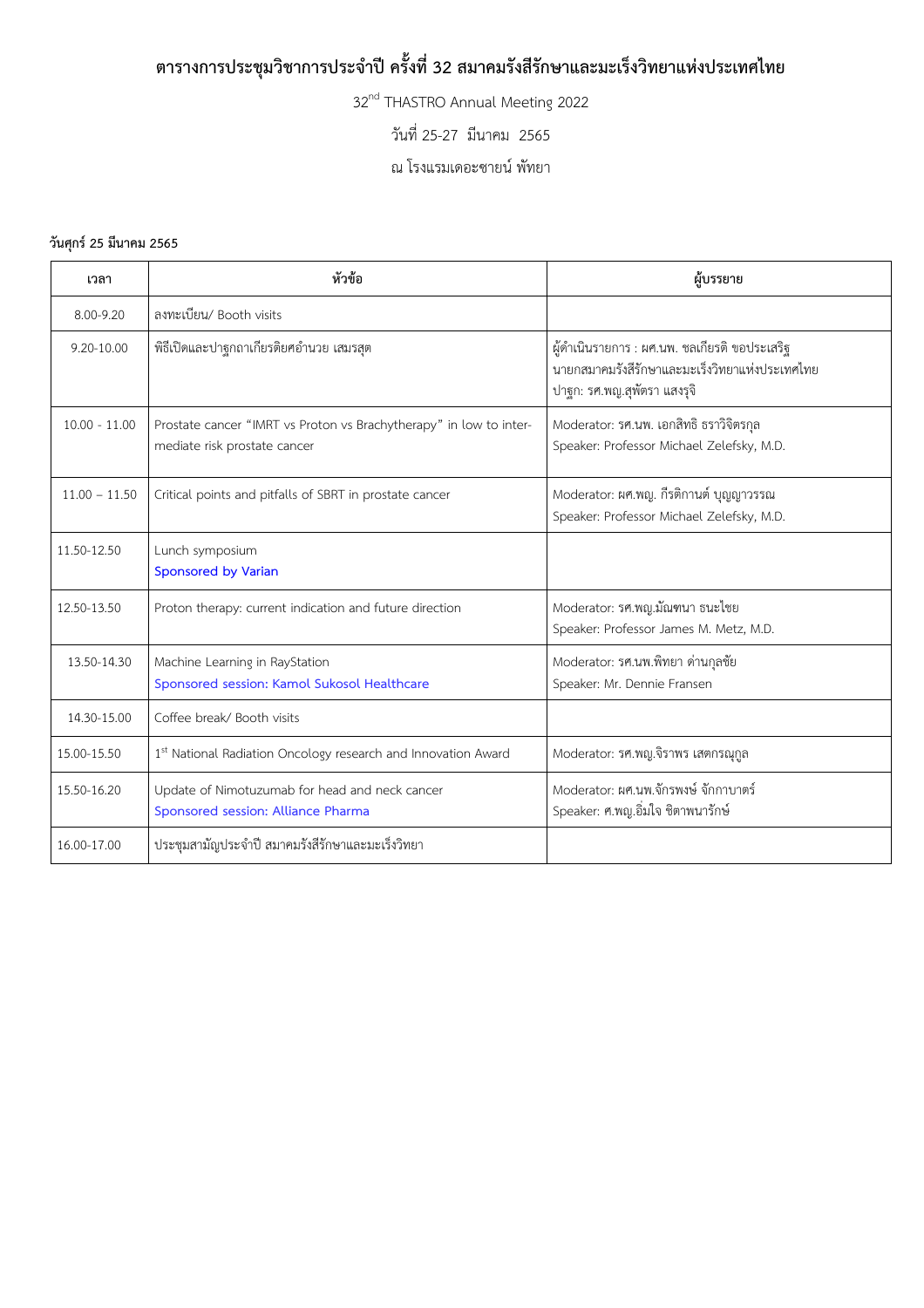# ตารางการประชุมวิชาการประจำปี ครั้งที่ 32 สมาคมรังสีรักษาและมะเร็งวิทยาแห่งประเทศไทย

32nd THASTRO Annual Meeting 2022

วันที่ 25-27 มีนาคม 2565

ณ โรงแรมเดอะซายน์ พัทยา

**วันศุกร์ 25 มีนาคม 2565**

| เวลา | หัวข้อ | ผู้บรรยาย |
|---|---|---|
| 8.00-9.20 | ลงทะเบียน/ Booth visits | |
| 9.20-10.00 | พิธีเปิดและปาฐกถาเกียรติยศอำนวย เสมรสุต | ผู้ดำเนินรายการ : ผศ.นพ. ชลเกียรติ ขอประเสริฐ<br>นายกสมาคมรังสีรักษาและมะเร็งวิทยาแห่งประเทศไทย<br>ปาฐก: รศ.พญ.สุพัตรา แสงรุจิ |
| 10.00 - 11.00 | Prostate cancer "IMRT vs Proton vs Brachytherapy" in low to inter-mediate risk prostate cancer | Moderator: รศ.นพ. เอกสิทธิ ธราวิจิตรกุล<br>Speaker: Professor Michael Zelefsky, M.D. |
| 11.00 – 11.50 | Critical points and pitfalls of SBRT in prostate cancer | Moderator: ผศ.พญ. กีรติกานต์ บุญญาวรรณ<br>Speaker: Professor Michael Zelefsky, M.D. |
| 11.50-12.50 | Lunch symposium<br>Sponsored by Varian | |
| 12.50-13.50 | Proton therapy: current indication and future direction | Moderator: รศ.พญ.มัณฑนา ธนะไชย<br>Speaker: Professor James M. Metz, M.D. |
| 13.50-14.30 | Machine Learning in RayStation<br>Sponsored session: Kamol Sukosol Healthcare | Moderator: รศ.นพ.พิทยา ด่านกุลชัย<br>Speaker: Mr. Dennie Fransen |
| 14.30-15.00 | Coffee break/ Booth visits | |
| 15.00-15.50 | 1st National Radiation Oncology research and Innovation Award | Moderator: รศ.พญ.จิราพร เสตกรณุกูล |
| 15.50-16.20 | Update of Nimotuzumab for head and neck cancer<br>Sponsored session: Alliance Pharma | Moderator: ผศ.นพ.จักรพงษ์ จักกาบาตร์<br>Speaker: ศ.พญ.อิ่มใจ ชิตาพนารักษ์ |
| 16.00-17.00 | ประชุมสามัญประจำปี สมาคมรังสีรักษาและมะเร็งวิทยา | |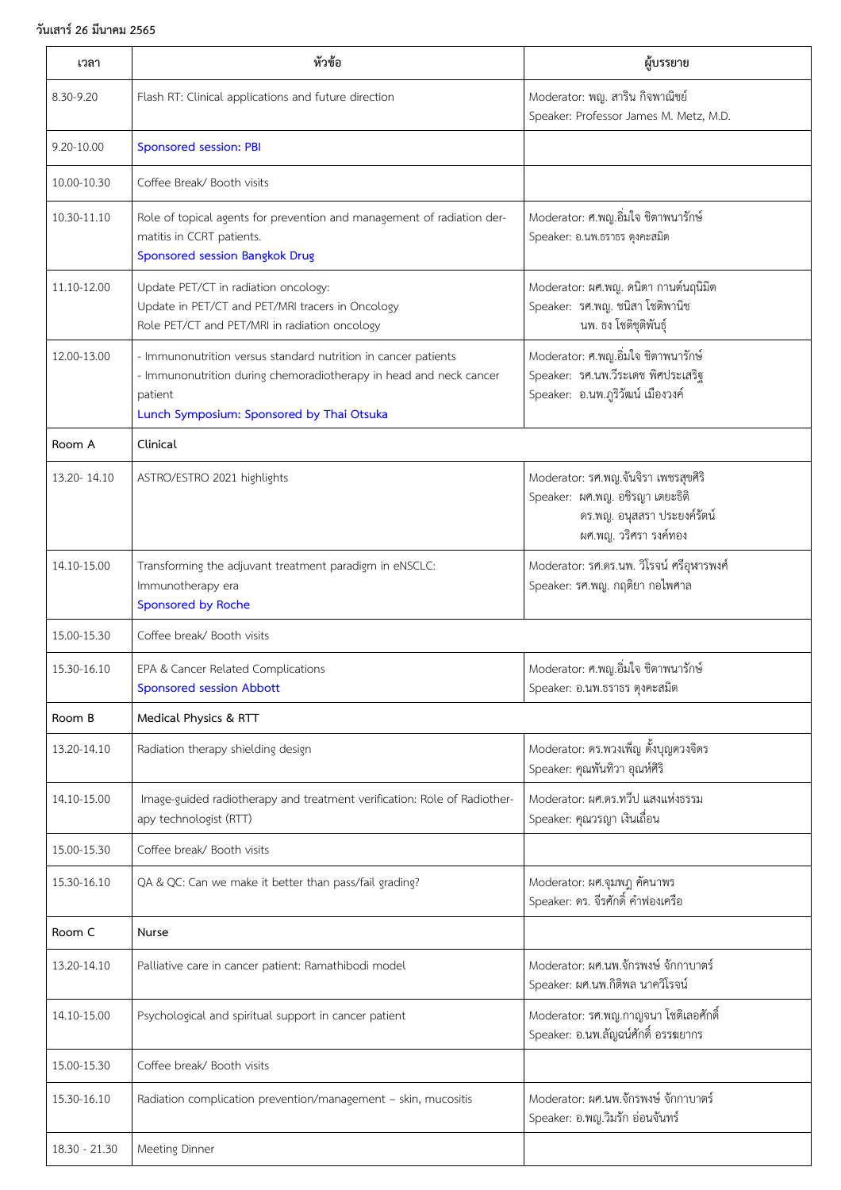**วันเสาร์ 26 มีนาคม 2565**

| เวลา | หัวข้อ | ผู้บรรยาย |
| --- | --- | --- |
| 8.30-9.20 | Flash RT: Clinical applications and future direction | Moderator: พญ. สาริน กิจพาณิชย์<br>Speaker: Professor James M. Metz, M.D. |
| 9.20-10.00 | Sponsored session: PBI | |
| 10.00-10.30 | Coffee Break/ Booth visits | |
| 10.30-11.10 | Role of topical agents for prevention and management of radiation dermatitis in CCRT patients.<br>Sponsored session Bangkok Drug | Moderator: ศ.พญ.อิ่มใจ ชิตาพนารักษ์<br>Speaker: อ.นพ.ธราธร ตุงคะสมิต |
| 11.10-12.00 | Update PET/CT in radiation oncology:<br>Update in PET/CT and PET/MRI tracers in Oncology<br>Role PET/CT and PET/MRI in radiation oncology | Moderator: ผศ.พญ. ดนิตา กานต์นฤนิมิต<br>Speaker: รศ.พญ. ชนิสา โชติพานิช<br>นพ. ธง โชติชุติพันธุ์ |
| 12.00-13.00 | - Immunonutrition versus standard nutrition in cancer patients<br>- Immunonutrition during chemoradiotherapy in head and neck cancer patient<br>Lunch Symposium: Sponsored by Thai Otsuka | Moderator: ศ.พญ.อิ่มใจ ชิตาพนารักษ์<br>Speaker: รศ.นพ.วีระเดช พิศประเสริฐ<br>Speaker: อ.นพ.ภูริวัฒน์ เมืองวงศ์ |
| Room A | Clinical | |
| 13.20- 14.10 | ASTRO/ESTRO 2021 highlights | Moderator: รศ.พญ.จันจิรา เพชรสุขศิริ<br>Speaker: ผศ.พญ. อชิรญา เตยะธิติ<br>ดร.พญ. อนุสสรา ประยงค์รัตน์<br>ผศ.พญ. วริศรา รงค์ทอง |
| 14.10-15.00 | Transforming the adjuvant treatment paradigm in eNSCLC: Immunotherapy era<br>Sponsored by Roche | Moderator: รศ.ดร.นพ. วิโรจน์ ศรีอุฬารพงศ์<br>Speaker: รศ.พญ. กฤติยา กอไพศาล |
| 15.00-15.30 | Coffee break/ Booth visits | |
| 15.30-16.10 | EPA & Cancer Related Complications<br>Sponsored session Abbott | Moderator: ศ.พญ.อิ่มใจ ชิตาพนารักษ์<br>Speaker: อ.นพ.ธราธร ตุงคะสมิต |
| Room B | Medical Physics & RTT | |
| 13.20-14.10 | Radiation therapy shielding design | Moderator: ดร.พวงเพ็ญ ตั้งบุญดวงจิตร<br>Speaker: คุณพันทิวา อุณห์ศิริ |
| 14.10-15.00 | Image-guided radiotherapy and treatment verification: Role of Radiotherapy technologist (RTT) | Moderator: ผศ.ดร.ทวีป แสงแห่งธรรม<br>Speaker: คุณวรญา เงินเถื่อน |
| 15.00-15.30 | Coffee break/ Booth visits | |
| 15.30-16.10 | QA & QC: Can we make it better than pass/fail grading? | Moderator: ผศ.จุมพฎ คัคนาพร<br>Speaker: ดร. จีรศักดิ์ คำฟองเครือ |
| Room C | Nurse | |
| 13.20-14.10 | Palliative care in cancer patient: Ramathibodi model | Moderator: ผศ.นพ.จักรพงษ์ จักกาบาตร์<br>Speaker: ผศ.นพ.กิติพล นาควีโรจน์ |
| 14.10-15.00 | Psychological and spiritual support in cancer patient | Moderator: รศ.พญ.กาญจนา โชติเลอศักดิ์<br>Speaker: อ.นพ.ลัญฉน์ศักดิ์ อรรฆยากร |
| 15.00-15.30 | Coffee break/ Booth visits | |
| 15.30-16.10 | Radiation complication prevention/management – skin, mucositis | Moderator: ผศ.นพ.จักรพงษ์ จักกาบาตร์<br>Speaker: อ.พญ.วิมรัก อ่อนจันทร์ |
| 18.30 - 21.30 | Meeting Dinner | |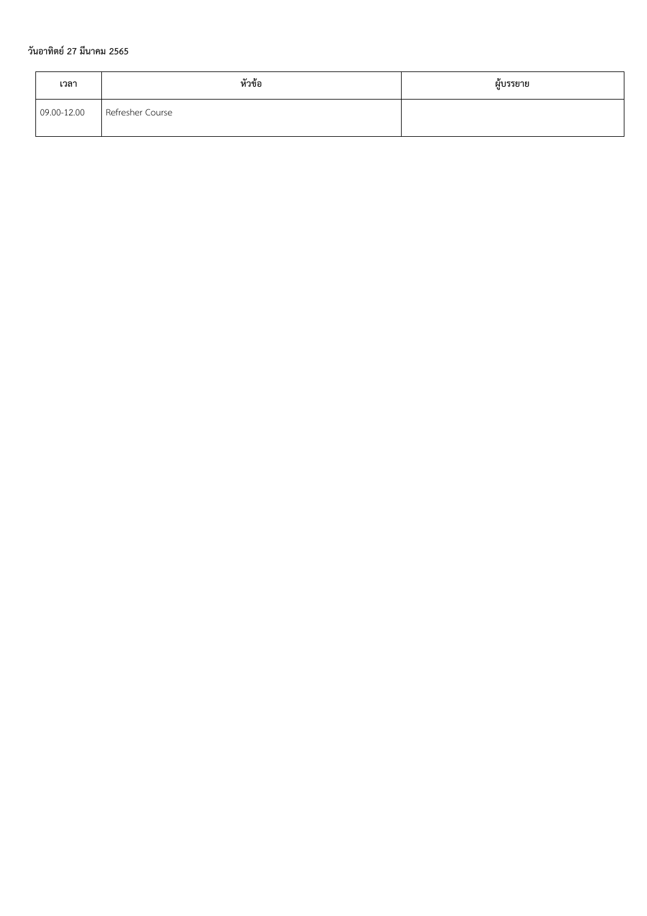**วันอาทิตย์ 27 มีนาคม 2565**

| เวลา | หัวข้อ | ผู้บรรยาย |
| --- | --- | --- |
| 09.00-12.00 | Refresher Course | |